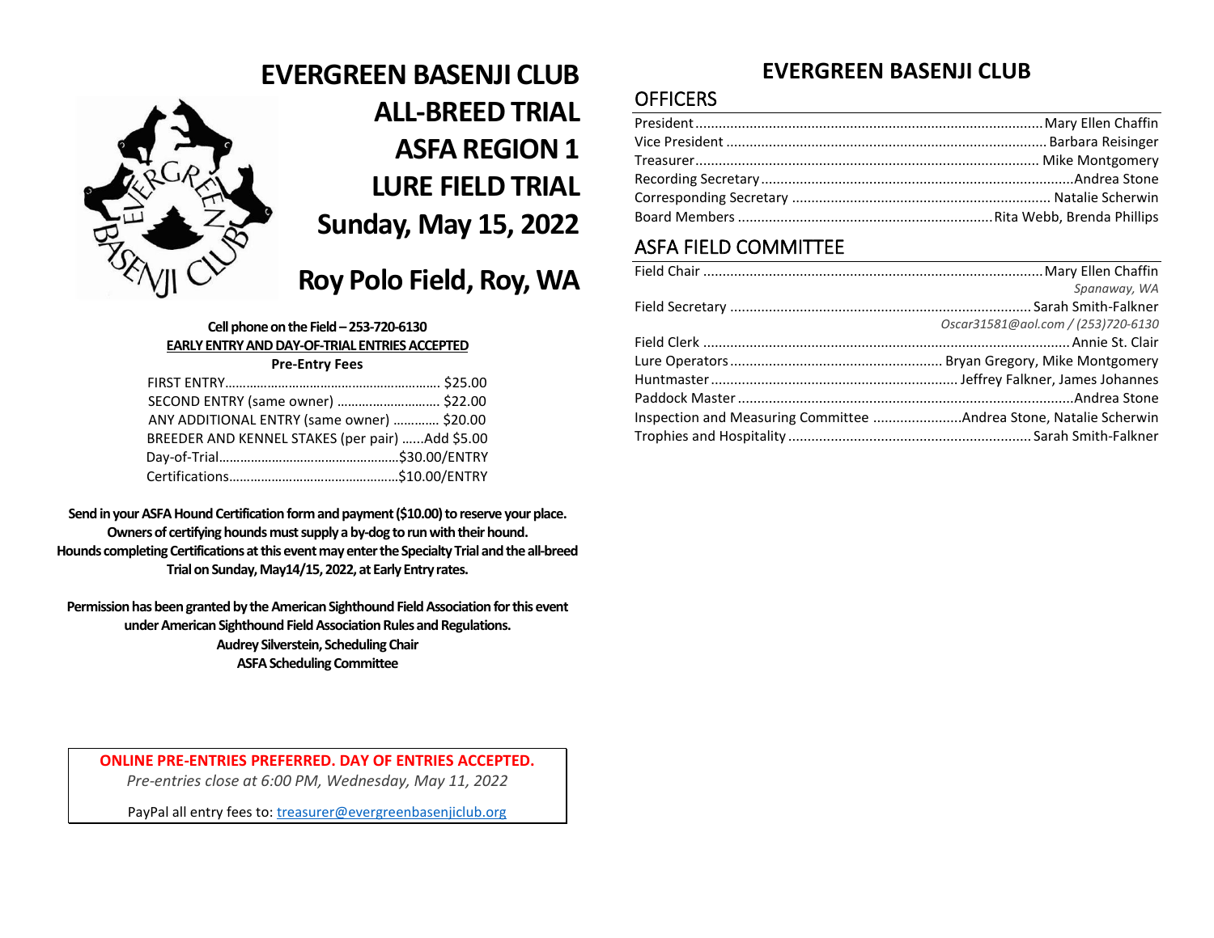# EVERGREEN BASENJI CLUB
# ALL-BREED TRIAL
# ASFA REGION 1
# LURE FIELD TRIAL
## Sunday, May 15, 2022

## Roy Polo Field, Roy, WA

**Cell phone on the Field – 253-720-6130**

**EARLY ENTRY AND DAY-OF-TRIAL ENTRIES ACCEPTED**

**Pre-Entry Fees**

| | |
|---|---|
| FIRST ENTRY | $25.00 |
| SECOND ENTRY (same owner) | $22.00 |
| ANY ADDITIONAL ENTRY (same owner) | $20.00 |
| BREEDER AND KENNEL STAKES (per pair) | Add $5.00 |
| Day-of-Trial | $30.00/ENTRY |
| Certifications | $10.00/ENTRY |

**Send in your ASFA Hound Certification form and payment ($10.00) to reserve your place. Owners of certifying hounds must supply a by-dog to run with their hound. Hounds completing Certifications at this event may enter the Specialty Trial and the all-breed Trial on Sunday, May14/15, 2022, at Early Entry rates.**

**Permission has been granted by the American Sighthound Field Association for this event under American Sighthound Field Association Rules and Regulations.**
**Audrey Silverstein, Scheduling Chair**
**ASFA Scheduling Committee**

**ONLINE PRE-ENTRIES PREFERRED. DAY OF ENTRIES ACCEPTED.**

*Pre-entries close at 6:00 PM, Wednesday, May 11, 2022*

PayPal all entry fees to: treasurer@evergreenbasenjiclub.org

# EVERGREEN BASENJI CLUB

## OFFICERS

| | |
|---|---|
| President | Mary Ellen Chaffin |
| Vice President | Barbara Reisinger |
| Treasurer | Mike Montgomery |
| Recording Secretary | Andrea Stone |
| Corresponding Secretary | Natalie Scherwin |
| Board Members | Rita Webb, Brenda Phillips |

## ASFA FIELD COMMITTEE

| | |
|---|---|
| Field Chair | Mary Ellen Chaffin<br>*Spanaway, WA* |
| Field Secretary | Sarah Smith-Falkner<br>*Oscar31581@aol.com / (253)720-6130* |
| Field Clerk | Annie St. Clair |
| Lure Operators | Bryan Gregory, Mike Montgomery |
| Huntmaster | Jeffrey Falkner, James Johannes |
| Paddock Master | Andrea Stone |
| Inspection and Measuring Committee | Andrea Stone, Natalie Scherwin |
| Trophies and Hospitality | Sarah Smith-Falkner |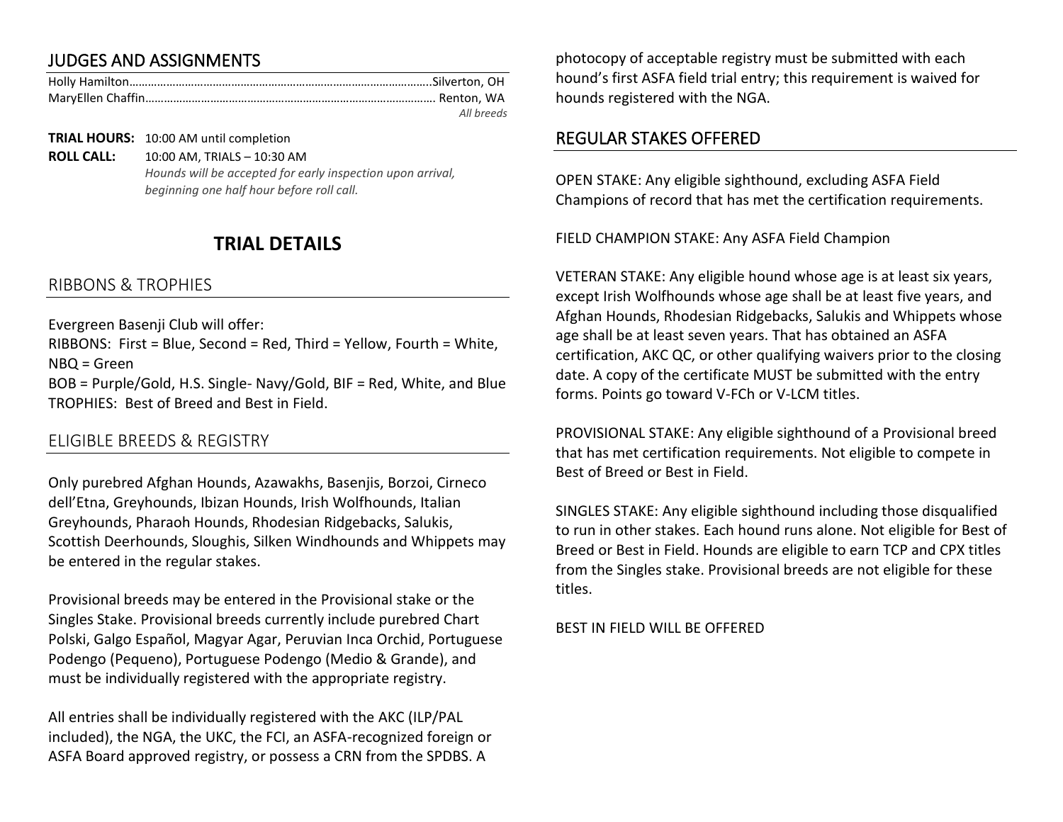## JUDGES AND ASSIGNMENTS

Holly Hamilton……………………………………………………………………………………..Silverton, OH
MaryEllen Chaffin…………………………………………………………………………………. Renton, WA
*All breeds*

**TRIAL HOURS:** 10:00 AM until completion
**ROLL CALL:** 10:00 AM, TRIALS – 10:30 AM
*Hounds will be accepted for early inspection upon arrival, beginning one half hour before roll call.*

# TRIAL DETAILS

## RIBBONS & TROPHIES

Evergreen Basenji Club will offer:
RIBBONS: First = Blue, Second = Red, Third = Yellow, Fourth = White, NBQ = Green
BOB = Purple/Gold, H.S. Single- Navy/Gold, BIF = Red, White, and Blue
TROPHIES: Best of Breed and Best in Field.

## ELIGIBLE BREEDS & REGISTRY

Only purebred Afghan Hounds, Azawakhs, Basenjis, Borzoi, Cirneco dell'Etna, Greyhounds, Ibizan Hounds, Irish Wolfhounds, Italian Greyhounds, Pharaoh Hounds, Rhodesian Ridgebacks, Salukis, Scottish Deerhounds, Sloughis, Silken Windhounds and Whippets may be entered in the regular stakes.

Provisional breeds may be entered in the Provisional stake or the Singles Stake. Provisional breeds currently include purebred Chart Polski, Galgo Español, Magyar Agar, Peruvian Inca Orchid, Portuguese Podengo (Pequeno), Portuguese Podengo (Medio & Grande), and must be individually registered with the appropriate registry.

All entries shall be individually registered with the AKC (ILP/PAL included), the NGA, the UKC, the FCI, an ASFA-recognized foreign or ASFA Board approved registry, or possess a CRN from the SPDBS. A photocopy of acceptable registry must be submitted with each hound's first ASFA field trial entry; this requirement is waived for hounds registered with the NGA.

## REGULAR STAKES OFFERED

OPEN STAKE: Any eligible sighthound, excluding ASFA Field Champions of record that has met the certification requirements.

FIELD CHAMPION STAKE: Any ASFA Field Champion

VETERAN STAKE: Any eligible hound whose age is at least six years, except Irish Wolfhounds whose age shall be at least five years, and Afghan Hounds, Rhodesian Ridgebacks, Salukis and Whippets whose age shall be at least seven years. That has obtained an ASFA certification, AKC QC, or other qualifying waivers prior to the closing date. A copy of the certificate MUST be submitted with the entry forms. Points go toward V-FCh or V-LCM titles.

PROVISIONAL STAKE: Any eligible sighthound of a Provisional breed that has met certification requirements. Not eligible to compete in Best of Breed or Best in Field.

SINGLES STAKE: Any eligible sighthound including those disqualified to run in other stakes. Each hound runs alone. Not eligible for Best of Breed or Best in Field. Hounds are eligible to earn TCP and CPX titles from the Singles stake. Provisional breeds are not eligible for these titles.

BEST IN FIELD WILL BE OFFERED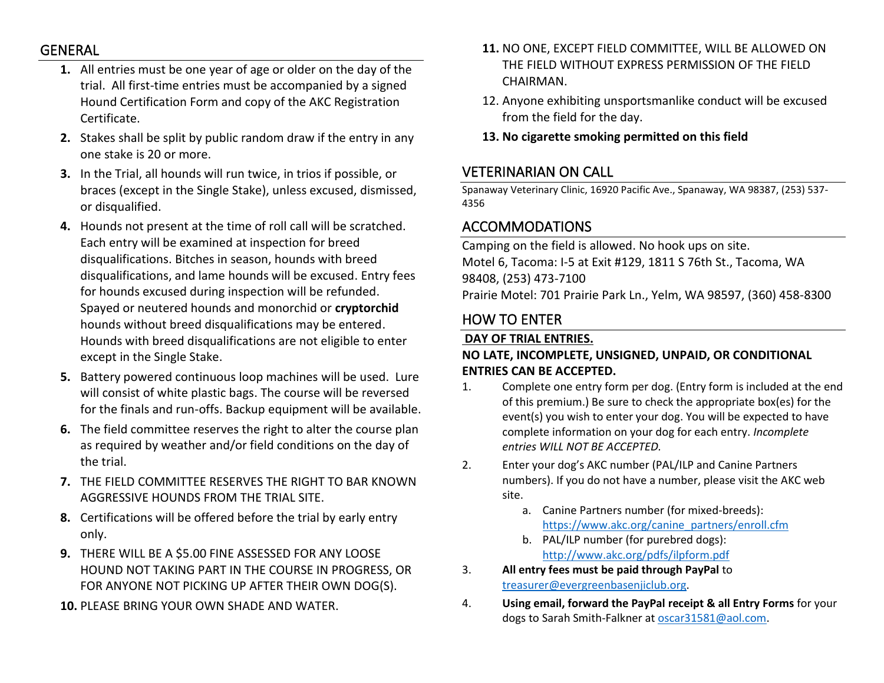## GENERAL

1. All entries must be one year of age or older on the day of the trial. All first-time entries must be accompanied by a signed Hound Certification Form and copy of the AKC Registration Certificate.
2. Stakes shall be split by public random draw if the entry in any one stake is 20 or more.
3. In the Trial, all hounds will run twice, in trios if possible, or braces (except in the Single Stake), unless excused, dismissed, or disqualified.
4. Hounds not present at the time of roll call will be scratched. Each entry will be examined at inspection for breed disqualifications. Bitches in season, hounds with breed disqualifications, and lame hounds will be excused. Entry fees for hounds excused during inspection will be refunded. Spayed or neutered hounds and monorchid or **cryptorchid** hounds without breed disqualifications may be entered. Hounds with breed disqualifications are not eligible to enter except in the Single Stake.
5. Battery powered continuous loop machines will be used. Lure will consist of white plastic bags. The course will be reversed for the finals and run-offs. Backup equipment will be available.
6. The field committee reserves the right to alter the course plan as required by weather and/or field conditions on the day of the trial.
7. THE FIELD COMMITTEE RESERVES THE RIGHT TO BAR KNOWN AGGRESSIVE HOUNDS FROM THE TRIAL SITE.
8. Certifications will be offered before the trial by early entry only.
9. THERE WILL BE A $5.00 FINE ASSESSED FOR ANY LOOSE HOUND NOT TAKING PART IN THE COURSE IN PROGRESS, OR FOR ANYONE NOT PICKING UP AFTER THEIR OWN DOG(S).
10. PLEASE BRING YOUR OWN SHADE AND WATER.
11. NO ONE, EXCEPT FIELD COMMITTEE, WILL BE ALLOWED ON THE FIELD WITHOUT EXPRESS PERMISSION OF THE FIELD CHAIRMAN.
12. Anyone exhibiting unsportsmanlike conduct will be excused from the field for the day.
13. **No cigarette smoking permitted on this field**

## VETERINARIAN ON CALL

Spanaway Veterinary Clinic, 16920 Pacific Ave., Spanaway, WA 98387, (253) 537-4356

## ACCOMMODATIONS

Camping on the field is allowed. No hook ups on site.
Motel 6, Tacoma: I-5 at Exit #129, 1811 S 76th St., Tacoma, WA 98408, (253) 473-7100
Prairie Motel: 701 Prairie Park Ln., Yelm, WA 98597, (360) 458-8300

## HOW TO ENTER

**DAY OF TRIAL ENTRIES.**

**NO LATE, INCOMPLETE, UNSIGNED, UNPAID, OR CONDITIONAL ENTRIES CAN BE ACCEPTED.**

1. Complete one entry form per dog. (Entry form is included at the end of this premium.) Be sure to check the appropriate box(es) for the event(s) you wish to enter your dog. You will be expected to have complete information on your dog for each entry. *Incomplete entries WILL NOT BE ACCEPTED.*
2. Enter your dog's AKC number (PAL/ILP and Canine Partners numbers). If you do not have a number, please visit the AKC web site.
   a. Canine Partners number (for mixed-breeds): https://www.akc.org/canine_partners/enroll.cfm
   b. PAL/ILP number (for purebred dogs): http://www.akc.org/pdfs/ilpform.pdf
3. **All entry fees must be paid through PayPal** to treasurer@evergreenbasenjiclub.org.
4. **Using email, forward the PayPal receipt & all Entry Forms** for your dogs to Sarah Smith-Falkner at oscar31581@aol.com.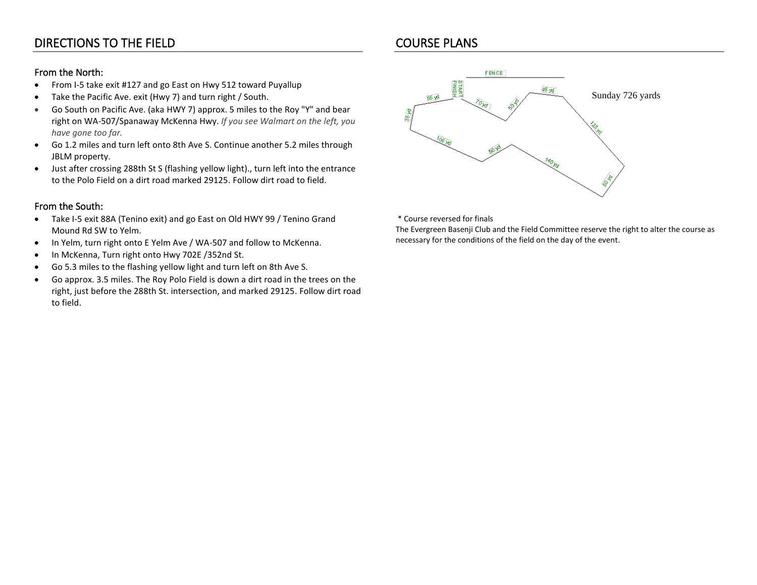## DIRECTIONS TO THE FIELD

### From the North:

- From I-5 take exit #127 and go East on Hwy 512 toward Puyallup
- Take the Pacific Ave. exit (Hwy 7) and turn right / South.
- Go South on Pacific Ave. (aka HWY 7) approx. 5 miles to the Roy "Y" and bear right on WA-507/Spanaway McKenna Hwy. *If you see Walmart on the left, you have gone too far.*
- Go 1.2 miles and turn left onto 8th Ave S. Continue another 5.2 miles through JBLM property.
- Just after crossing 288th St S (flashing yellow light)., turn left into the entrance to the Polo Field on a dirt road marked 29125. Follow dirt road to field.

### From the South:

- Take I-5 exit 88A (Tenino exit) and go East on Old HWY 99 / Tenino Grand Mound Rd SW to Yelm.
- In Yelm, turn right onto E Yelm Ave / WA-507 and follow to McKenna.
- In McKenna, Turn right onto Hwy 702E /352nd St.
- Go 5.3 miles to the flashing yellow light and turn left on 8th Ave S.
- Go approx. 3.5 miles. The Roy Polo Field is down a dirt road in the trees on the right, just before the 288th St. intersection, and marked 29125. Follow dirt road to field.

## COURSE PLANS

FENCE

START FINISH

Sunday 726 yards

55 yd, 70 yd, 50 yd, 45 yd, 125 yd, 35 yd, 105 yd, 50 yd, 140 yd, 50 yd

\* Course reversed for finals

The Evergreen Basenji Club and the Field Committee reserve the right to alter the course as necessary for the conditions of the field on the day of the event.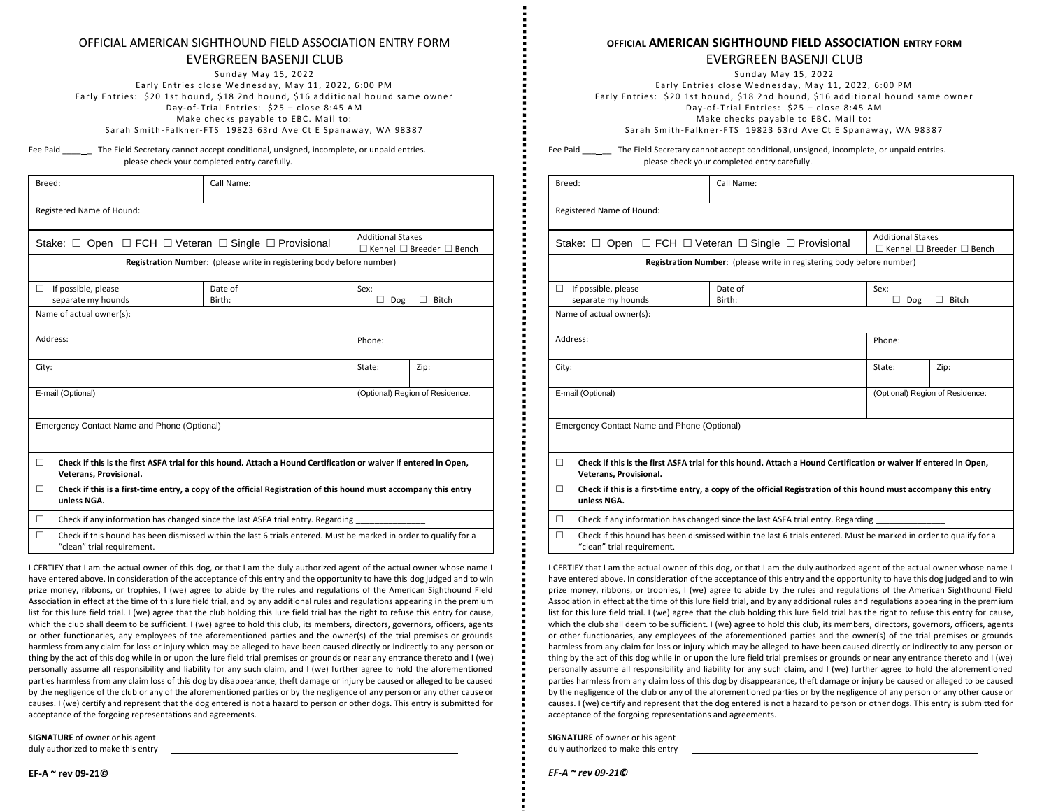OFFICIAL AMERICAN SIGHTHOUND FIELD ASSOCIATION ENTRY FORM

EVERGREEN BASENJI CLUB

Sunday May 15, 2022

Early Entries close Wednesday, May 11, 2022, 6:00 PM

Early Entries: $20 1st hound, $18 2nd hound, $16 additional hound same owner

Day-of-Trial Entries: $25 – close 8:45 AM

Make checks payable to EBC. Mail to:

Sarah Smith-Falkner-FTS 19823 63rd Ave Ct E Spanaway, WA 98387

Fee Paid ______ The Field Secretary cannot accept conditional, unsigned, incomplete, or unpaid entries. please check your completed entry carefully.

| Breed: | Call Name: | | |
|---|---|---|---|
| Registered Name of Hound: | | | |
| Stake: ☐ Open ☐ FCH ☐ Veteran ☐ Single ☐ Provisional | | Additional Stakes ☐ Kennel ☐ Breeder ☐ Bench | |
| **Registration Number**: (please write in registering body before number) | | | |
| ☐ If possible, please separate my hounds | Date of Birth: | Sex: ☐ Dog ☐ Bitch | |
| Name of actual owner(s): | | | |
| Address: | | Phone: | |
| City: | | State: | Zip: |
| E-mail (Optional) | | (Optional) Region of Residence: | |
| Emergency Contact Name and Phone (Optional) | | | |

☐ **Check if this is the first ASFA trial for this hound. Attach a Hound Certification or waiver if entered in Open, Veterans, Provisional.**

☐ **Check if this is a first-time entry, a copy of the official Registration of this hound must accompany this entry unless NGA.**

☐ Check if any information has changed since the last ASFA trial entry. Regarding _______________

☐ Check if this hound has been dismissed within the last 6 trials entered. Must be marked in order to qualify for a "clean" trial requirement.

I CERTIFY that I am the actual owner of this dog, or that I am the duly authorized agent of the actual owner whose name I have entered above. In consideration of the acceptance of this entry and the opportunity to have this dog judged and to win prize money, ribbons, or trophies, I (we) agree to abide by the rules and regulations of the American Sighthound Field Association in effect at the time of this lure field trial, and by any additional rules and regulations appearing in the premium list for this lure field trial. I (we) agree that the club holding this lure field trial has the right to refuse this entry for cause, which the club shall deem to be sufficient. I (we) agree to hold this club, its members, directors, governors, officers, agents or other functionaries, any employees of the aforementioned parties and the owner(s) of the trial premises or grounds harmless from any claim for loss or injury which may be alleged to have been caused directly or indirectly to any person or thing by the act of this dog while in or upon the lure field trial premises or grounds or near any entrance thereto and I (we) personally assume all responsibility and liability for any such claim, and I (we) further agree to hold the aforementioned parties harmless from any claim loss of this dog by disappearance, theft damage or injury be caused or alleged to be caused by the negligence of the club or any of the aforementioned parties or by the negligence of any person or any other cause or causes. I (we) certify and represent that the dog entered is not a hazard to person or other dogs. This entry is submitted for acceptance of the forgoing representations and agreements.

**SIGNATURE** of owner or his agent duly authorized to make this entry ______________________________________________

**EF-A ~ rev 09-21©**

---

OFFICIAL **AMERICAN SIGHTHOUND FIELD ASSOCIATION** ENTRY FORM

EVERGREEN BASENJI CLUB

Sunday May 15, 2022

Early Entries close Wednesday, May 11, 2022, 6:00 PM

Early Entries: $20 1st hound, $18 2nd hound, $16 additional hound same owner

Day-of-Trial Entries: $25 – close 8:45 AM

Make checks payable to EBC. Mail to:

Sarah Smith-Falkner-FTS 19823 63rd Ave Ct E Spanaway, WA 98387

Fee Paid ______ The Field Secretary cannot accept conditional, unsigned, incomplete, or unpaid entries. please check your completed entry carefully.

| Breed: | Call Name: | | |
|---|---|---|---|
| Registered Name of Hound: | | | |
| Stake: ☐ Open ☐ FCH ☐ Veteran ☐ Single ☐ Provisional | | Additional Stakes ☐ Kennel ☐ Breeder ☐ Bench | |
| **Registration Number**: (please write in registering body before number) | | | |
| ☐ If possible, please separate my hounds | Date of Birth: | Sex: ☐ Dog ☐ Bitch | |
| Name of actual owner(s): | | | |
| Address: | | Phone: | |
| City: | | State: | Zip: |
| E-mail (Optional) | | (Optional) Region of Residence: | |
| Emergency Contact Name and Phone (Optional) | | | |

☐ **Check if this is the first ASFA trial for this hound. Attach a Hound Certification or waiver if entered in Open, Veterans, Provisional.**

☐ **Check if this is a first-time entry, a copy of the official Registration of this hound must accompany this entry unless NGA.**

☐ Check if any information has changed since the last ASFA trial entry. Regarding _______________

☐ Check if this hound has been dismissed within the last 6 trials entered. Must be marked in order to qualify for a "clean" trial requirement.

I CERTIFY that I am the actual owner of this dog, or that I am the duly authorized agent of the actual owner whose name I have entered above. In consideration of the acceptance of this entry and the opportunity to have this dog judged and to win prize money, ribbons, or trophies, I (we) agree to abide by the rules and regulations of the American Sighthound Field Association in effect at the time of this lure field trial, and by any additional rules and regulations appearing in the premium list for this lure field trial. I (we) agree that the club holding this lure field trial has the right to refuse this entry for cause, which the club shall deem to be sufficient. I (we) agree to hold this club, its members, directors, governors, officers, agents or other functionaries, any employees of the aforementioned parties and the owner(s) of the trial premises or grounds harmless from any claim for loss or injury which may be alleged to have been caused directly or indirectly to any person or thing by the act of this dog while in or upon the lure field trial premises or grounds or near any entrance thereto and I (we) personally assume all responsibility and liability for any such claim, and I (we) further agree to hold the aforementioned parties harmless from any claim loss of this dog by disappearance, theft damage or injury be caused or alleged to be caused by the negligence of the club or any of the aforementioned parties or by the negligence of any person or any other cause or causes. I (we) certify and represent that the dog entered is not a hazard to person or other dogs. This entry is submitted for acceptance of the forgoing representations and agreements.

**SIGNATURE** of owner or his agent duly authorized to make this entry ______________________________________________

***EF-A ~ rev 09-21©***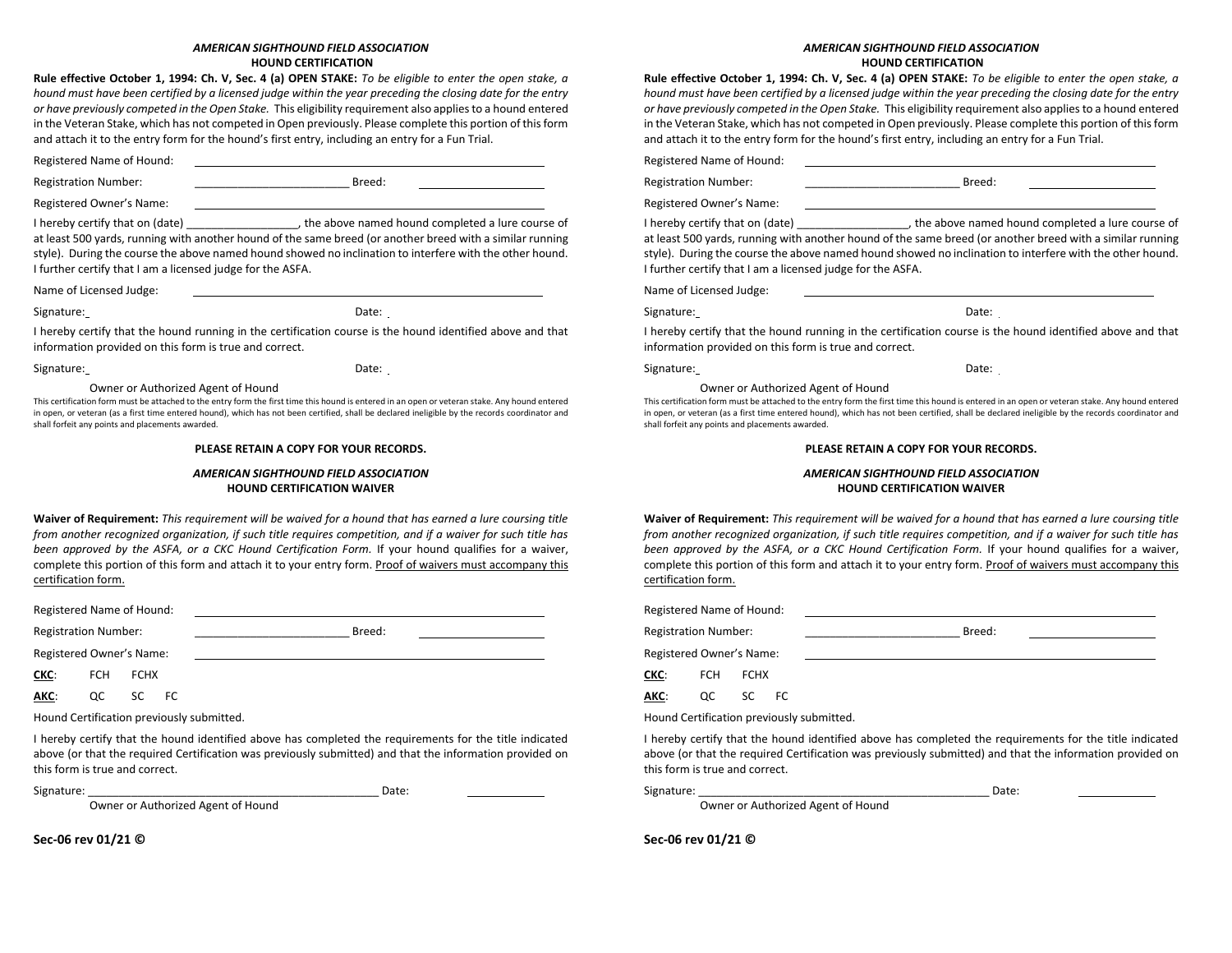*AMERICAN SIGHTHOUND FIELD ASSOCIATION*

**HOUND CERTIFICATION**

**Rule effective October 1, 1994: Ch. V, Sec. 4 (a) OPEN STAKE:** *To be eligible to enter the open stake, a hound must have been certified by a licensed judge within the year preceding the closing date for the entry or have previously competed in the Open Stake.* This eligibility requirement also applies to a hound entered in the Veteran Stake, which has not competed in Open previously. Please complete this portion of this form and attach it to the entry form for the hound's first entry, including an entry for a Fun Trial.

Registered Name of Hound: ______________________________

Registration Number: __________________________ Breed: ____________________

Registered Owner's Name: ______________________________

I hereby certify that on (date) __________________, the above named hound completed a lure course of at least 500 yards, running with another hound of the same breed (or another breed with a similar running style). During the course the above named hound showed no inclination to interfere with the other hound. I further certify that I am a licensed judge for the ASFA.

Name of Licensed Judge: ______________________________

Signature: ______________________________ Date: ____________

I hereby certify that the hound running in the certification course is the hound identified above and that information provided on this form is true and correct.

Signature: ______________________________ Date: ____________

Owner or Authorized Agent of Hound

This certification form must be attached to the entry form the first time this hound is entered in an open or veteran stake. Any hound entered in open, or veteran (as a first time entered hound), which has not been certified, shall be declared ineligible by the records coordinator and shall forfeit any points and placements awarded.

**PLEASE RETAIN A COPY FOR YOUR RECORDS.**

*AMERICAN SIGHTHOUND FIELD ASSOCIATION*

**HOUND CERTIFICATION WAIVER**

**Waiver of Requirement:** *This requirement will be waived for a hound that has earned a lure coursing title from another recognized organization, if such title requires competition, and if a waiver for such title has been approved by the ASFA, or a CKC Hound Certification Form.* If your hound qualifies for a waiver, complete this portion of this form and attach it to your entry form. Proof of waivers must accompany this certification form.

Registered Name of Hound: ______________________________

Registration Number: __________________________ Breed: ____________________

Registered Owner's Name: ______________________________

**CKC**: FCH FCHX

**AKC**: QC SC FC

Hound Certification previously submitted.

I hereby certify that the hound identified above has completed the requirements for the title indicated above (or that the required Certification was previously submitted) and that the information provided on this form is true and correct.

Signature: ______________________________________________ Date: ____________

Owner or Authorized Agent of Hound

**Sec-06 rev 01/21 ©**

*AMERICAN SIGHTHOUND FIELD ASSOCIATION*

**HOUND CERTIFICATION**

**Rule effective October 1, 1994: Ch. V, Sec. 4 (a) OPEN STAKE:** *To be eligible to enter the open stake, a hound must have been certified by a licensed judge within the year preceding the closing date for the entry or have previously competed in the Open Stake.* This eligibility requirement also applies to a hound entered in the Veteran Stake, which has not competed in Open previously. Please complete this portion of this form and attach it to the entry form for the hound's first entry, including an entry for a Fun Trial.

Registered Name of Hound: ______________________________

Registration Number: __________________________ Breed: ____________________

Registered Owner's Name: ______________________________

I hereby certify that on (date) __________________, the above named hound completed a lure course of at least 500 yards, running with another hound of the same breed (or another breed with a similar running style). During the course the above named hound showed no inclination to interfere with the other hound. I further certify that I am a licensed judge for the ASFA.

Name of Licensed Judge: ______________________________

Signature: ______________________________ Date: ____________

I hereby certify that the hound running in the certification course is the hound identified above and that information provided on this form is true and correct.

Signature: ______________________________ Date: ____________

Owner or Authorized Agent of Hound

This certification form must be attached to the entry form the first time this hound is entered in an open or veteran stake. Any hound entered in open, or veteran (as a first time entered hound), which has not been certified, shall be declared ineligible by the records coordinator and shall forfeit any points and placements awarded.

**PLEASE RETAIN A COPY FOR YOUR RECORDS.**

*AMERICAN SIGHTHOUND FIELD ASSOCIATION*

**HOUND CERTIFICATION WAIVER**

**Waiver of Requirement:** *This requirement will be waived for a hound that has earned a lure coursing title from another recognized organization, if such title requires competition, and if a waiver for such title has been approved by the ASFA, or a CKC Hound Certification Form.* If your hound qualifies for a waiver, complete this portion of this form and attach it to your entry form. Proof of waivers must accompany this certification form.

Registered Name of Hound: ______________________________

Registration Number: __________________________ Breed: ____________________

Registered Owner's Name: ______________________________

**CKC**: FCH FCHX

**AKC**: QC SC FC

Hound Certification previously submitted.

I hereby certify that the hound identified above has completed the requirements for the title indicated above (or that the required Certification was previously submitted) and that the information provided on this form is true and correct.

Signature: ______________________________________________ Date: ____________

Owner or Authorized Agent of Hound

**Sec-06 rev 01/21 ©**